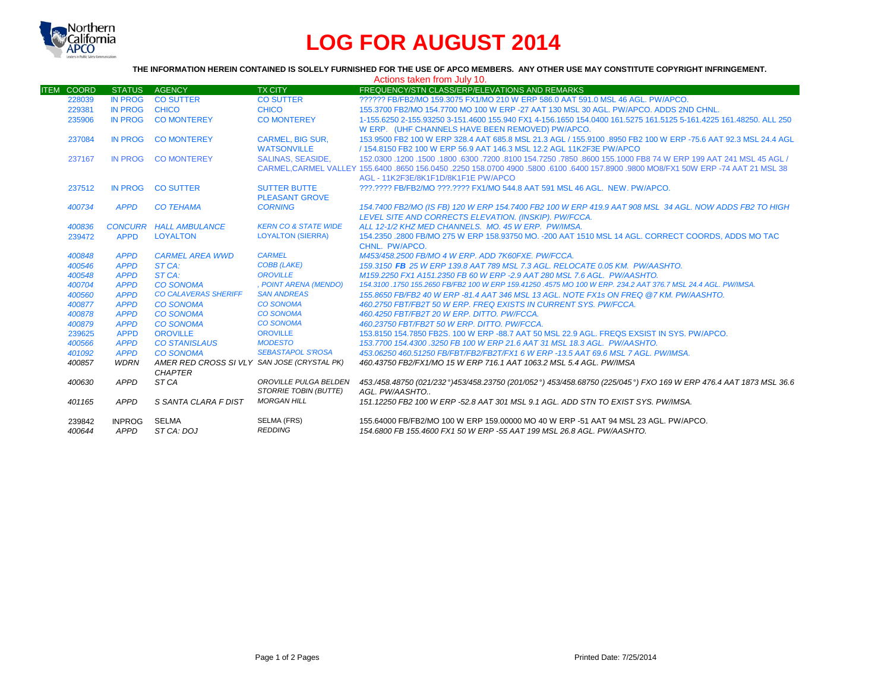# LOG FOR AUGUST 2014

**THE INFORMATION HEREIN CONTAINED IS SOLELY FURNISHED FOR THE USE OF APCO MEMBERS. ANY OTHER USE MAY CONSTITUTE COPYRIGHT INFRINGEMENT.**

Actions taken from July 10.

| ITEM | COORD | STATUS | AGENCY | TX CITY | FREQUENCY/STN CLASS/ERP/ELEVATIONS AND REMARKS |
|---|---|---|---|---|---|
| | 228039 | IN PROG | CO SUTTER | CO SUTTER | ?????? FB/FB2/MO 159.3075 FX1/MO 210 W ERP 586.0 AAT 591.0 MSL 46 AGL. PW/APCO. |
| | 229381 | IN PROG | CHICO | CHICO | 155.3700 FB2/MO 154.7700 MO 100 W ERP -27 AAT 130 MSL 30 AGL. PW/APCO. ADDS 2ND CHNL. |
| | 235906 | IN PROG | CO MONTEREY | CO MONTEREY | 1-155.6250 2-155.93250 3-151.4600 155.940 FX1 4-156.1650 154.0400 161.5275 161.5125 5-161.4225 161.48250. ALL 250 W ERP. (UHF CHANNELS HAVE BEEN REMOVED) PW/APCO. |
| | 237084 | IN PROG | CO MONTEREY | CARMEL, BIG SUR, WATSONVILLE | 153.9500 FB2 100 W ERP 328.4 AAT 685.8 MSL 21.3 AGL / 155.9100 .8950 FB2 100 W ERP -75.6 AAT 92.3 MSL 24.4 AGL / 154.8150 FB2 100 W ERP 56.9 AAT 146.3 MSL 12.2 AGL 11K2F3E PW/APCO |
| | 237167 | IN PROG | CO MONTEREY | SALINAS, SEASIDE, CARMEL,CARMEL VALLEY | 152.0300 .1200 .1500 .1800 .6300 .7200 .8100 154.7250 .7850 .8600 155.1000 FB8 74 W ERP 199 AAT 241 MSL 45 AGL / 155.6400 .8650 156.0450 .2250 158.0700 4900 .5800 .6100 .6400 157.8900 .9800 MO8/FX1 50W ERP -74 AAT 21 MSL 38 AGL - 11K2F3E/8K1F1D/8K1F1E PW/APCO |
| | 237512 | IN PROG | CO SUTTER | SUTTER BUTTE PLEASANT GROVE | ???.???? FB/FB2/MO ???.???? FX1/MO 544.8 AAT 591 MSL 46 AGL. NEW. PW/APCO. |
| | *400734* | *APPD* | *CO TEHAMA* | *CORNING* | *154.7400 FB2/MO (IS FB) 120 W ERP 154.7400 FB2 100 W ERP 419.9 AAT 908 MSL 34 AGL. NOW ADDS FB2 TO HIGH LEVEL SITE AND CORRECTS ELEVATION. (INSKIP). PW/FCCA.* |
| | *400836* | *CONCURR* | *HALL AMBULANCE* | *KERN CO & STATE WIDE* | *ALL 12-1/2 KHZ MED CHANNELS. MO. 45 W ERP. PW/IMSA.* |
| | 239472 | APPD | LOYALTON | LOYALTON (SIERRA) | 154.2350 .2800 FB/MO 275 W ERP 158.93750 MO. -200 AAT 1510 MSL 14 AGL. CORRECT COORDS, ADDS MO TAC CHNL. PW/APCO. |
| | *400848* | *APPD* | *CARMEL AREA WWD* | *CARMEL* | *M453/458.2500 FB/MO 4 W ERP. ADD 7K60FXE. PW/FCCA.* |
| | *400546* | *APPD* | *ST CA:* | *COBB (LAKE)* | *159.3150 **FB** 25 W ERP 139.8 AAT 789 MSL 7.3 AGL. RELOCATE 0.05 KM. PW/AASHTO.* |
| | *400548* | *APPD* | *ST CA:* | *OROVILLE* | *M159.2250 FX1 A151.2350 FB 60 W ERP -2.9 AAT 280 MSL 7.6 AGL. PW/AASHTO.* |
| | *400704* | *APPD* | *CO SONOMA* | *, POINT ARENA (MENDO)* | *154.3100 .1750 155.2650 FB/FB2 100 W ERP 159.41250 .4575 MO 100 W ERP. 234.2 AAT 376.7 MSL 24.4 AGL. PW/IMSA.* |
| | *400560* | *APPD* | *CO CALAVERAS SHERIFF* | *SAN ANDREAS* | *155.8650 FB/FB2 40 W ERP -81.4 AAT 346 MSL 13 AGL. NOTE FX1s ON FREQ @7 KM. PW/AASHTO.* |
| | *400877* | *APPD* | *CO SONOMA* | *CO SONOMA* | *460.2750 FBT/FB2T 50 W ERP. FREQ EXISTS IN CURRENT SYS. PW/FCCA.* |
| | *400878* | *APPD* | *CO SONOMA* | *CO SONOMA* | *460.4250 FBT/FB2T 20 W ERP. DITTO. PW/FCCA.* |
| | *400879* | *APPD* | *CO SONOMA* | *CO SONOMA* | *460.23750 FBT/FB2T 50 W ERP. DITTO. PW/FCCA.* |
| | 239625 | APPD | OROVILLE | OROVILLE | 153.8150 154.7850 FB2S. 100 W ERP -88.7 AAT 50 MSL 22.9 AGL. FREQS EXSIST IN SYS. PW/APCO. |
| | *400566* | *APPD* | *CO STANISLAUS* | *MODESTO* | *153.7700 154.4300 .3250 FB 100 W ERP 21.6 AAT 31 MSL 18.3 AGL. PW/AASHTO.* |
| | *401092* | *APPD* | *CO SONOMA* | *SEBASTAPOL S'ROSA* | *453.06250 460.51250 FB/FBT/FB2/FB2T/FX1 6 W ERP -13.5 AAT 69.6 MSL 7 AGL. PW/IMSA.* |
| | *400857* | *WDRN* | *AMER RED CROSS SI VLY CHAPTER* | *SAN JOSE (CRYSTAL PK)* | *460.43750 FB2/FX1/MO 15 W ERP 716.1 AAT 1063.2 MSL 5.4 AGL. PW/IMSA* |
| | *400630* | *APPD* | *ST CA* | *OROVILLE PULGA BELDEN STORRIE TOBIN (BUTTE)* | *453./458.48750 (021/232°)453/458.23750 (201/052°) 453/458.68750 (225/045°) FXO 169 W ERP 476.4 AAT 1873 MSL 36.6 AGL. PW/AASHTO..* |
| | *401165* | *APPD* | *S SANTA CLARA F DIST* | *MORGAN HILL* | *151.12250 FB2 100 W ERP -52.8 AAT 301 MSL 9.1 AGL. ADD STN TO EXIST SYS. PW/IMSA.* |
| | 239842 | INPROG | SELMA | SELMA (FRS) | 155.64000 FB/FB2/MO 100 W ERP 159.00000 MO 40 W ERP -51 AAT 94 MSL 23 AGL. PW/APCO. |
| | *400644* | *APPD* | *ST CA: DOJ* | *REDDING* | *154.6800 FB 155.4600 FX1 50 W ERP -55 AAT 199 MSL 26.8 AGL. PW/AASHTO.* |

Printed Date: 7/25/2014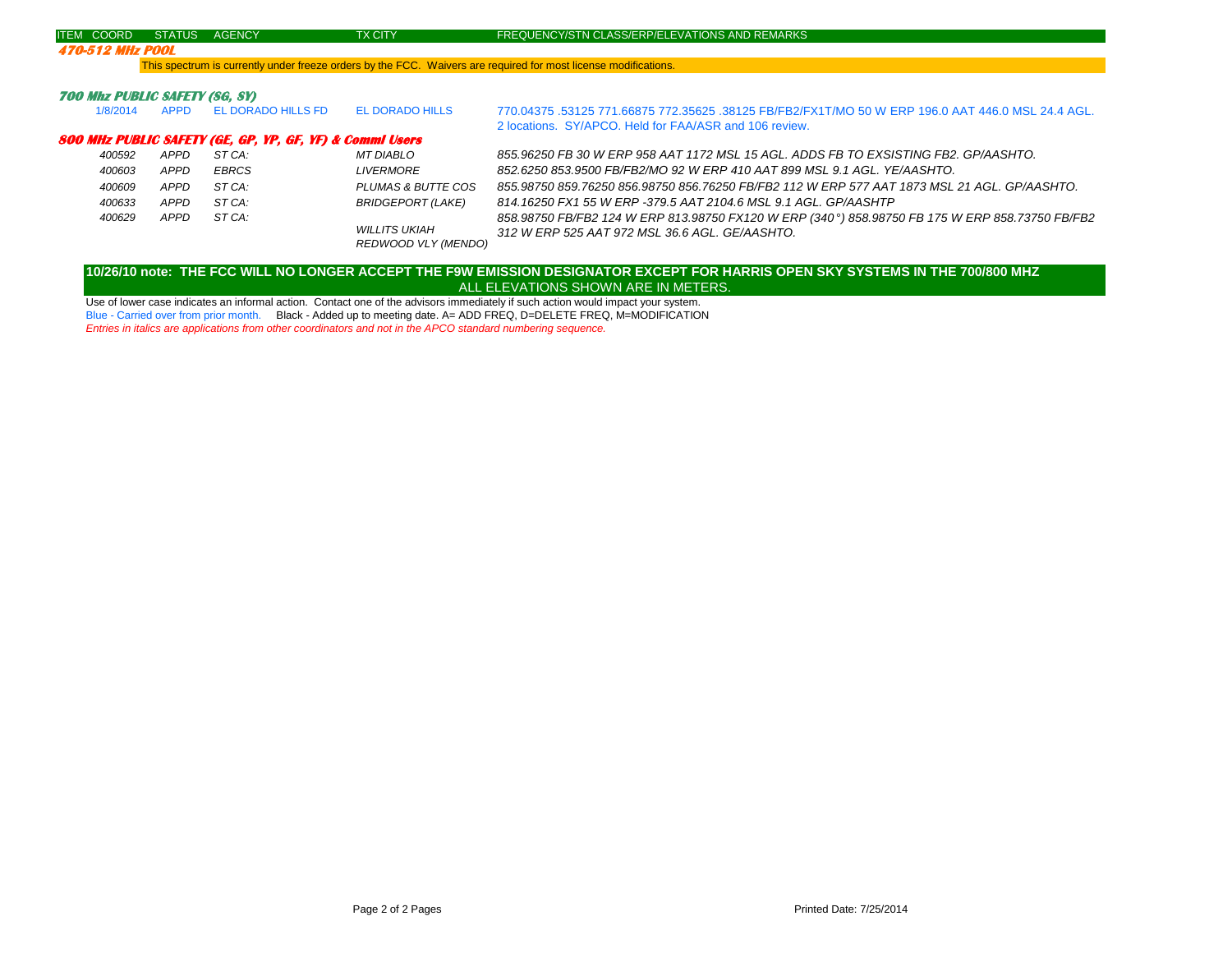| ITEM | COORD | STATUS | AGENCY | TX CITY | FREQUENCY/STN CLASS/ERP/ELEVATIONS AND REMARKS |
|---|---|---|---|---|---|
| ***470-512 MHz POOL*** | | | | | |
| | | This spectrum is currently under freeze orders by the FCC. Waivers are required for most license modifications. | | | |
| ***700 Mhz PUBLIC SAFETY (SG, SY)*** | | | | | |
| | 1/8/2014 | APPD | EL DORADO HILLS FD | EL DORADO HILLS | 770.04375 .53125 771.66875 772.35625 .38125 FB/FB2/FX1T/MO 50 W ERP 196.0 AAT 446.0 MSL 24.4 AGL. 2 locations. SY/APCO. Held for FAA/ASR and 106 review. |
| ***800 MHz PUBLIC SAFETY (GE, GP, YP, GF, YF) & Comml Users*** | | | | | |
| | *400592* | *APPD* | *ST CA:* | *MT DIABLO* | *855.96250 FB 30 W ERP 958 AAT 1172 MSL 15 AGL. ADDS FB TO EXSISTING FB2. GP/AASHTO.* |
| | *400603* | *APPD* | *EBRCS* | *LIVERMORE* | *852.6250 853.9500 FB/FB2/MO 92 W ERP 410 AAT 899 MSL 9.1 AGL. YE/AASHTO.* |
| | *400609* | *APPD* | *ST CA:* | *PLUMAS & BUTTE COS* | *855.98750 859.76250 856.98750 856.76250 FB/FB2 112 W ERP 577 AAT 1873 MSL 21 AGL. GP/AASHTO.* |
| | *400633* | *APPD* | *ST CA:* | *BRIDGEPORT (LAKE)* | *814.16250 FX1 55 W ERP -379.5 AAT 2104.6 MSL 9.1 AGL. GP/AASHTP* |
| | *400629* | *APPD* | *ST CA:* | *WILLITS UKIAH REDWOOD VLY (MENDO)* | *858.98750 FB/FB2 124 W ERP 813.98750 FX120 W ERP (340°) 858.98750 FB 175 W ERP 858.73750 FB/FB2 312 W ERP 525 AAT 972 MSL 36.6 AGL. GE/AASHTO.* |

**10/26/10 note: THE FCC WILL NO LONGER ACCEPT THE F9W EMISSION DESIGNATOR EXCEPT FOR HARRIS OPEN SKY SYSTEMS IN THE 700/800 MHZ**

ALL ELEVATIONS SHOWN ARE IN METERS.

Use of lower case indicates an informal action. Contact one of the advisors immediately if such action would impact your system.

Blue - Carried over from prior month. Black - Added up to meeting date. A= ADD FREQ, D=DELETE FREQ, M=MODIFICATION

*Entries in italics are applications from other coordinators and not in the APCO standard numbering sequence.*

Printed Date: 7/25/2014